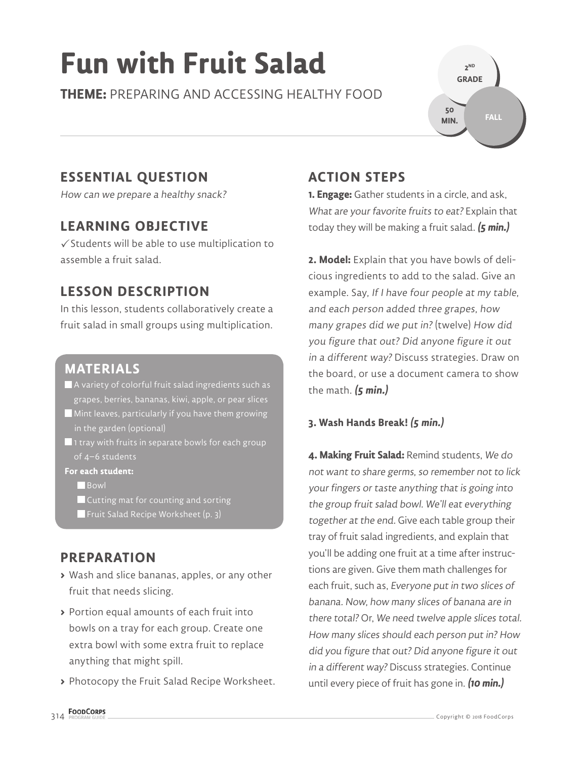# Fun with Fruit Salad

**THEME:** PREPARING AND ACCESSING HEALTHY FOOD

2ND GRADE

50 MIN.

FALL

## ESSENTIAL QUESTION

*How can we prepare a healthy snack?*

## LEARNING OBJECTIVE

✓ Students will be able to use multiplication to assemble a fruit salad.

## LESSON DESCRIPTION

In this lesson, students collaboratively create a fruit salad in small groups using multiplication.

## MATERIALS

- [ ] A variety of colorful fruit salad ingredients such as grapes, berries, bananas, kiwi, apple, or pear slices
- [ ] Mint leaves, particularly if you have them growing in the garden (optional)
- [ ] 1 tray with fruits in separate bowls for each group of 4–6 students

**For each student:**

- [ ] Bowl
- [ ] Cutting mat for counting and sorting
- [ ] Fruit Salad Recipe Worksheet (p. 3)

## PREPARATION

- Wash and slice bananas, apples, or any other fruit that needs slicing.
- Portion equal amounts of each fruit into bowls on a tray for each group. Create one extra bowl with some extra fruit to replace anything that might spill.
- Photocopy the Fruit Salad Recipe Worksheet.

## ACTION STEPS

**1. Engage:** Gather students in a circle, and ask, *What are your favorite fruits to eat?* Explain that today they will be making a fruit salad. ***(5 min.)***

**2. Model:** Explain that you have bowls of delicious ingredients to add to the salad. Give an example. Say, *If I have four people at my table, and each person added three grapes, how many grapes did we put in?* (twelve) *How did you figure that out? Did anyone figure it out in a different way?* Discuss strategies. Draw on the board, or use a document camera to show the math. ***(5 min.)***

**3. Wash Hands Break!** ***(5 min.)***

**4. Making Fruit Salad:** Remind students, *We do not want to share germs, so remember not to lick your fingers or taste anything that is going into the group fruit salad bowl. We'll eat everything together at the end.* Give each table group their tray of fruit salad ingredients, and explain that you'll be adding one fruit at a time after instructions are given. Give them math challenges for each fruit, such as, *Everyone put in two slices of banana. Now, how many slices of banana are in there total?* Or, *We need twelve apple slices total. How many slices should each person put in? How did you figure that out? Did anyone figure it out in a different way?* Discuss strategies. Continue until every piece of fruit has gone in. ***(10 min.)***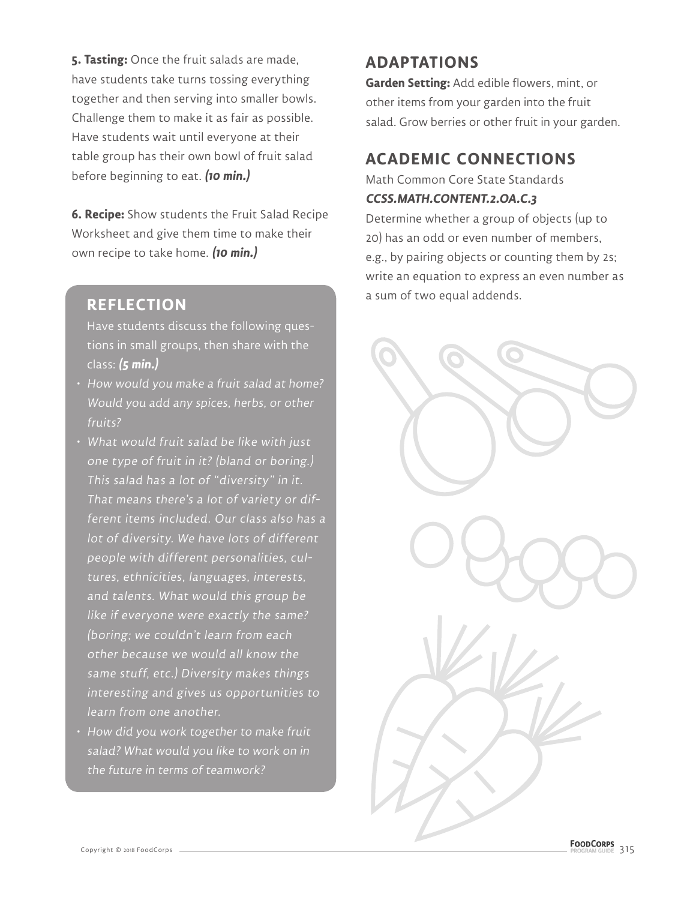**5. Tasting:** Once the fruit salads are made, have students take turns tossing everything together and then serving into smaller bowls. Challenge them to make it as fair as possible. Have students wait until everyone at their table group has their own bowl of fruit salad before beginning to eat. ***(10 min.)***

**6. Recipe:** Show students the Fruit Salad Recipe Worksheet and give them time to make their own recipe to take home. ***(10 min.)***

## REFLECTION

Have students discuss the following questions in small groups, then share with the class: ***(5 min.)***

- *How would you make a fruit salad at home? Would you add any spices, herbs, or other fruits?*
- *What would fruit salad be like with just one type of fruit in it? (bland or boring.) This salad has a lot of "diversity" in it. That means there's a lot of variety or different items included. Our class also has a lot of diversity. We have lots of different people with different personalities, cultures, ethnicities, languages, interests, and talents. What would this group be like if everyone were exactly the same? (boring; we couldn't learn from each other because we would all know the same stuff, etc.) Diversity makes things interesting and gives us opportunities to learn from one another.*
- *How did you work together to make fruit salad? What would you like to work on in the future in terms of teamwork?*

## ADAPTATIONS

**Garden Setting:** Add edible flowers, mint, or other items from your garden into the fruit salad. Grow berries or other fruit in your garden.

## ACADEMIC CONNECTIONS

Math Common Core State Standards

***CCSS.MATH.CONTENT.2.OA.C.3***

Determine whether a group of objects (up to 20) has an odd or even number of members, e.g., by pairing objects or counting them by 2s; write an equation to express an even number as a sum of two equal addends.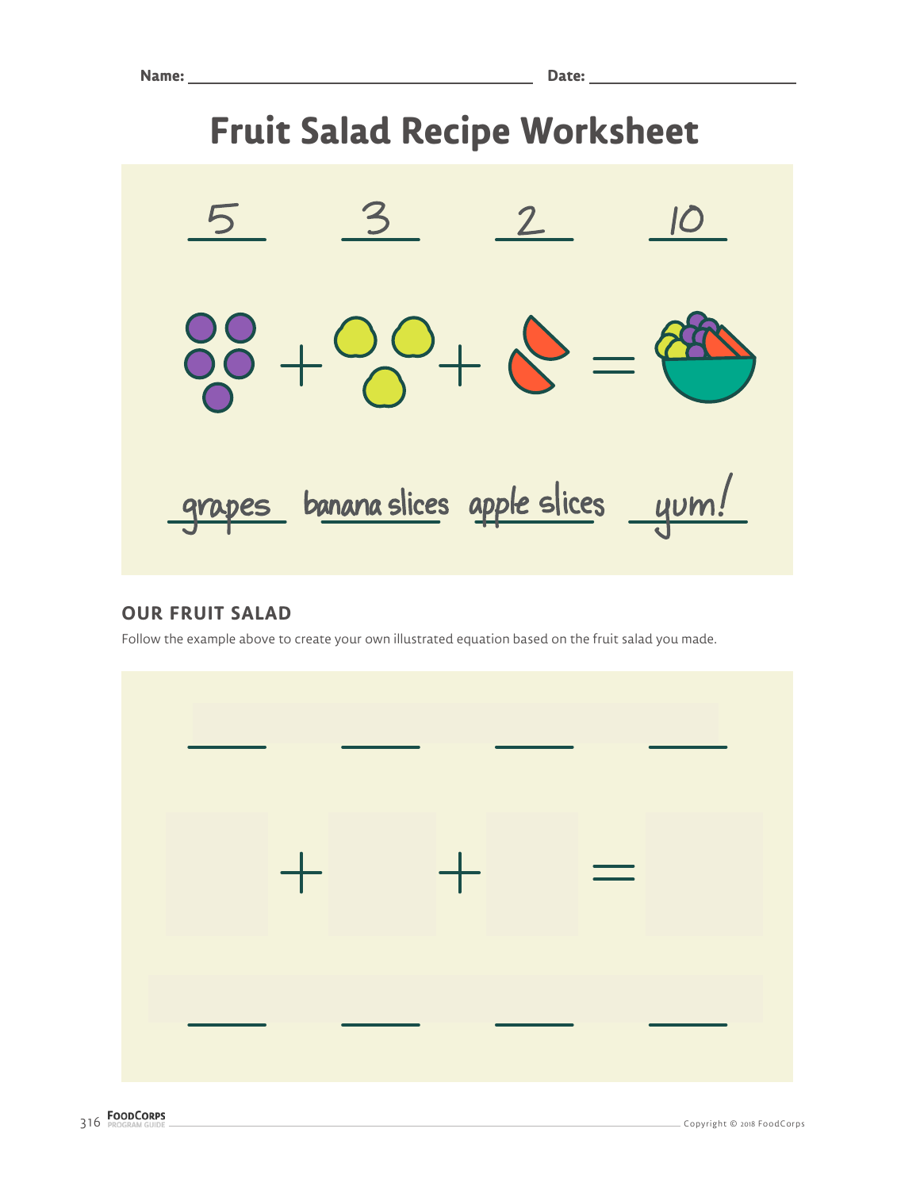Name: ______________________ Date: ______________

# Fruit Salad Recipe Worksheet

5 3 2 10

+ + =

grapes banana slices apple slices yum!

## OUR FRUIT SALAD

Follow the example above to create your own illustrated equation based on the fruit salad you made.

\_\_\_\_\_ \_\_\_\_\_ \_\_\_\_\_ \_\_\_\_\_

+ + =

\_\_\_\_\_ \_\_\_\_\_ \_\_\_\_\_ \_\_\_\_\_

Copyright © 2018 FoodCorps